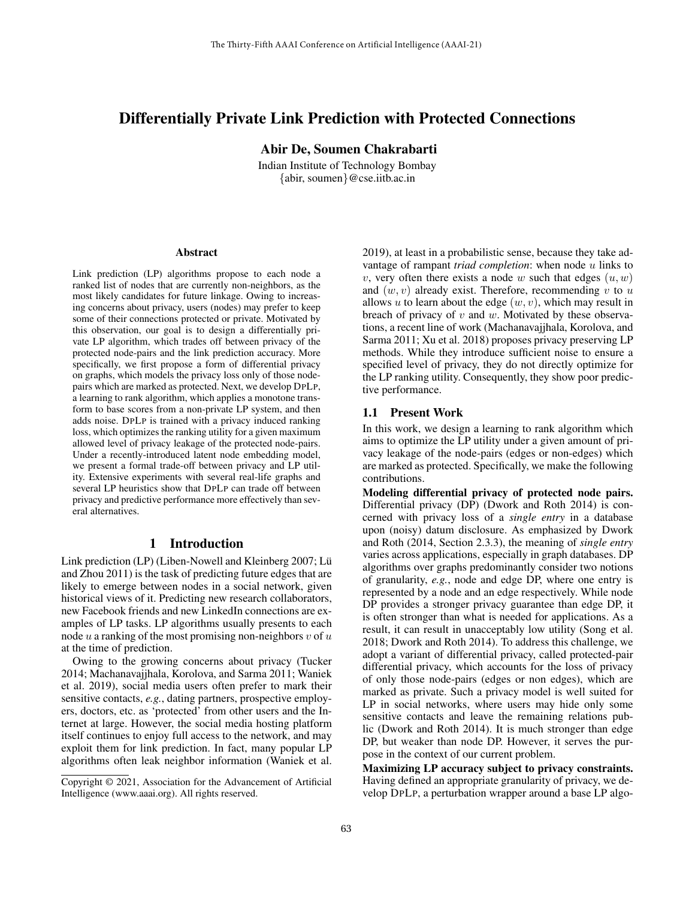# Differentially Private Link Prediction with Protected Connections

**Abir De, Soumen Chakrabarti**

Indian Institute of Technology Bombay
{abir, soumen}@cse.iitb.ac.in

## Abstract

Link prediction (LP) algorithms propose to each node a ranked list of nodes that are currently non-neighbors, as the most likely candidates for future linkage. Owing to increasing concerns about privacy, users (nodes) may prefer to keep some of their connections protected or private. Motivated by this observation, our goal is to design a differentially private LP algorithm, which trades off between privacy of the protected node-pairs and the link prediction accuracy. More specifically, we first propose a form of differential privacy on graphs, which models the privacy loss only of those node-pairs which are marked as protected. Next, we develop DPLP, a learning to rank algorithm, which applies a monotone transform to base scores from a non-private LP system, and then adds noise. DPLP is trained with a privacy induced ranking loss, which optimizes the ranking utility for a given maximum allowed level of privacy leakage of the protected node-pairs. Under a recently-introduced latent node embedding model, we present a formal trade-off between privacy and LP utility. Extensive experiments with several real-life graphs and several LP heuristics show that DPLP can trade off between privacy and predictive performance more effectively than several alternatives.

## 1 Introduction

Link prediction (LP) (Liben-Nowell and Kleinberg 2007; Lü and Zhou 2011) is the task of predicting future edges that are likely to emerge between nodes in a social network, given historical views of it. Predicting new research collaborators, new Facebook friends and new LinkedIn connections are examples of LP tasks. LP algorithms usually presents to each node $u$ a ranking of the most promising non-neighbors $v$ of $u$ at the time of prediction.

Owing to the growing concerns about privacy (Tucker 2014; Machanavajjhala, Korolova, and Sarma 2011; Waniek et al. 2019), social media users often prefer to mark their sensitive contacts, *e.g.*, dating partners, prospective employers, doctors, etc. as 'protected' from other users and the Internet at large. However, the social media hosting platform itself continues to enjoy full access to the network, and may exploit them for link prediction. In fact, many popular LP algorithms often leak neighbor information (Waniek et al. 2019), at least in a probabilistic sense, because they take advantage of rampant *triad completion*: when node $u$ links to $v$, very often there exists a node $w$ such that edges $(u, w)$ and $(w, v)$ already exist. Therefore, recommending $v$ to $u$ allows $u$ to learn about the edge $(w, v)$, which may result in breach of privacy of $v$ and $w$. Motivated by these observations, a recent line of work (Machanavajjhala, Korolova, and Sarma 2011; Xu et al. 2018) proposes privacy preserving LP methods. While they introduce sufficient noise to ensure a specified level of privacy, they do not directly optimize for the LP ranking utility. Consequently, they show poor predictive performance.

### 1.1 Present Work

In this work, we design a learning to rank algorithm which aims to optimize the LP utility under a given amount of privacy leakage of the node-pairs (edges or non-edges) which are marked as protected. Specifically, we make the following contributions.

**Modeling differential privacy of protected node pairs.** Differential privacy (DP) (Dwork and Roth 2014) is concerned with privacy loss of a *single entry* in a database upon (noisy) datum disclosure. As emphasized by Dwork and Roth (2014, Section 2.3.3), the meaning of *single entry* varies across applications, especially in graph databases. DP algorithms over graphs predominantly consider two notions of granularity, *e.g.*, node and edge DP, where one entry is represented by a node and an edge respectively. While node DP provides a stronger privacy guarantee than edge DP, it is often stronger than what is needed for applications. As a result, it can result in unacceptably low utility (Song et al. 2018; Dwork and Roth 2014). To address this challenge, we adopt a variant of differential privacy, called protected-pair differential privacy, which accounts for the loss of privacy of only those node-pairs (edges or non edges), which are marked as private. Such a privacy model is well suited for LP in social networks, where users may hide only some sensitive contacts and leave the remaining relations public (Dwork and Roth 2014). It is much stronger than edge DP, but weaker than node DP. However, it serves the purpose in the context of our current problem.

**Maximizing LP accuracy subject to privacy constraints.** Having defined an appropriate granularity of privacy, we develop DPLP, a perturbation wrapper around a base LP algo-

Copyright © 2021, Association for the Advancement of Artificial Intelligence (www.aaai.org). All rights reserved.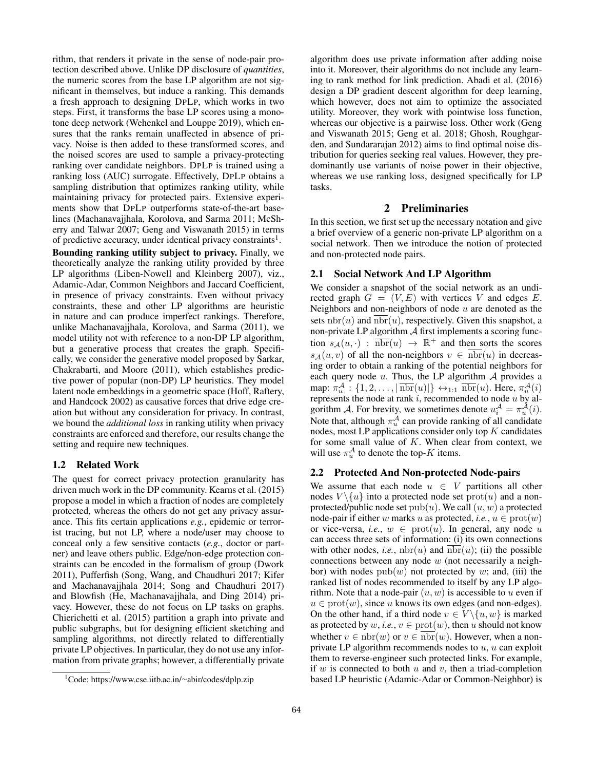rithm, that renders it private in the sense of node-pair protection described above. Unlike DP disclosure of *quantities*, the numeric scores from the base LP algorithm are not significant in themselves, but induce a ranking. This demands a fresh approach to designing DPLP, which works in two steps. First, it transforms the base LP scores using a monotone deep network (Wehenkel and Louppe 2019), which ensures that the ranks remain unaffected in absence of privacy. Noise is then added to these transformed scores, and the noised scores are used to sample a privacy-protecting ranking over candidate neighbors. DPLP is trained using a ranking loss (AUC) surrogate. Effectively, DPLP obtains a sampling distribution that optimizes ranking utility, while maintaining privacy for protected pairs. Extensive experiments show that DPLP outperforms state-of-the-art baselines (Machanavajjhala, Korolova, and Sarma 2011; McSherry and Talwar 2007; Geng and Viswanath 2015) in terms of predictive accuracy, under identical privacy constraints[1].

**Bounding ranking utility subject to privacy.** Finally, we theoretically analyze the ranking utility provided by three LP algorithms (Liben-Nowell and Kleinberg 2007), viz., Adamic-Adar, Common Neighbors and Jaccard Coefficient, in presence of privacy constraints. Even without privacy constraints, these and other LP algorithms are heuristic in nature and can produce imperfect rankings. Therefore, unlike Machanavajjhala, Korolova, and Sarma (2011), we model utility not with reference to a non-DP LP algorithm, but a generative process that creates the graph. Specifically, we consider the generative model proposed by Sarkar, Chakrabarti, and Moore (2011), which establishes predictive power of popular (non-DP) LP heuristics. They model latent node embeddings in a geometric space (Hoff, Raftery, and Handcock 2002) as causative forces that drive edge creation but without any consideration for privacy. In contrast, we bound the *additional loss* in ranking utility when privacy constraints are enforced and therefore, our results change the setting and require new techniques.

### 1.2 Related Work

The quest for correct privacy protection granularity has driven much work in the DP community. Kearns et al. (2015) propose a model in which a fraction of nodes are completely protected, whereas the others do not get any privacy assurance. This fits certain applications *e.g.*, epidemic or terrorist tracing, but not LP, where a node/user may choose to conceal only a few sensitive contacts (*e.g.*, doctor or partner) and leave others public. Edge/non-edge protection constraints can be encoded in the formalism of group (Dwork 2011), Pufferfish (Song, Wang, and Chaudhuri 2017; Kifer and Machanavajjhala 2014; Song and Chaudhuri 2017) and Blowfish (He, Machanavajjhala, and Ding 2014) privacy. However, these do not focus on LP tasks on graphs. Chierichetti et al. (2015) partition a graph into private and public subgraphs, but for designing efficient sketching and sampling algorithms, not directly related to differentially private LP objectives. In particular, they do not use any information from private graphs; however, a differentially private algorithm does use private information after adding noise into it. Moreover, their algorithms do not include any learning to rank method for link prediction. Abadi et al. (2016) design a DP gradient descent algorithm for deep learning, which however, does not aim to optimize the associated utility. Moreover, they work with pointwise loss function, whereas our objective is a pairwise loss. Other work (Geng and Viswanath 2015; Geng et al. 2018; Ghosh, Roughgarden, and Sundararajan 2012) aims to find optimal noise distribution for queries seeking real values. However, they predominantly use variants of noise power in their objective, whereas we use ranking loss, designed specifically for LP tasks.

## 2 Preliminaries

In this section, we first set up the necessary notation and give a brief overview of a generic non-private LP algorithm on a social network. Then we introduce the notion of protected and non-protected node pairs.

### 2.1 Social Network And LP Algorithm

We consider a snapshot of the social network as an undirected graph $G = (V, E)$ with vertices $V$ and edges $E$. Neighbors and non-neighbors of node $u$ are denoted as the sets $\text{nbr}(u)$ and $\overline{\text{nbr}}(u)$, respectively. Given this snapshot, a non-private LP algorithm $\mathcal{A}$ first implements a scoring function $s_{\mathcal{A}}(u, \cdot) : \overline{\text{nbr}}(u) \to \mathbb{R}^+$ and then sorts the scores $s_{\mathcal{A}}(u, v)$ of all the non-neighbors $v \in \overline{\text{nbr}}(u)$ in decreasing order to obtain a ranking of the potential neighbors for each query node $u$. Thus, the LP algorithm $\mathcal{A}$ provides a map: $\pi^{\mathcal{A}}_u : \{1, 2, \ldots, |\overline{\text{nbr}}(u)|\} \leftrightarrow_{1:1} \overline{\text{nbr}}(u)$. Here, $\pi^{\mathcal{A}}_u(i)$ represents the node at rank $i$, recommended to node $u$ by algorithm $\mathcal{A}$. For brevity, we sometimes denote $u^{\mathcal{A}}_i = \pi^{\mathcal{A}}_u(i)$. Note that, although $\pi^{\mathcal{A}}_u$ can provide ranking of all candidate nodes, most LP applications consider only top $K$ candidates for some small value of $K$. When clear from context, we will use $\pi^{\mathcal{A}}_u$ to denote the top-$K$ items.

### 2.2 Protected And Non-protected Node-pairs

We assume that each node $u \in V$ partitions all other nodes $V \backslash \{u\}$ into a protected node set $\text{prot}(u)$ and a non-protected/public node set $\text{pub}(u)$. We call $(u, w)$ a protected node-pair if either $w$ marks $u$ as protected, *i.e.*, $u \in \text{prot}(w)$ or vice-versa, *i.e.*, $w \in \text{prot}(u)$. In general, any node $u$ can access three sets of information: (i) its own connections with other nodes, *i.e.*, $\text{nbr}(u)$ and $\overline{\text{nbr}}(u)$; (ii) the possible connections between any node $w$ (not necessarily a neighbor) with nodes $\text{pub}(w)$ not protected by $w$; and, (iii) the ranked list of nodes recommended to itself by any LP algorithm. Note that a node-pair $(u, w)$ is accessible to $u$ even if $u \in \text{prot}(w)$, since $u$ knows its own edges (and non-edges). On the other hand, if a third node $v \in V \backslash \{u, w\}$ is marked as protected by $w$, *i.e.*, $v \in \text{prot}(w)$, then $u$ should not know whether $v \in \text{nbr}(w)$ or $v \in \overline{\text{nbr}}(w)$. However, when a non-private LP algorithm recommends nodes to $u$, $u$ can exploit them to reverse-engineer such protected links. For example, if $w$ is connected to both $u$ and $v$, then a triad-completion based LP heuristic (Adamic-Adar or Common-Neighbor) is

[1] Code: https://www.cse.iitb.ac.in/~abir/codes/dplp.zip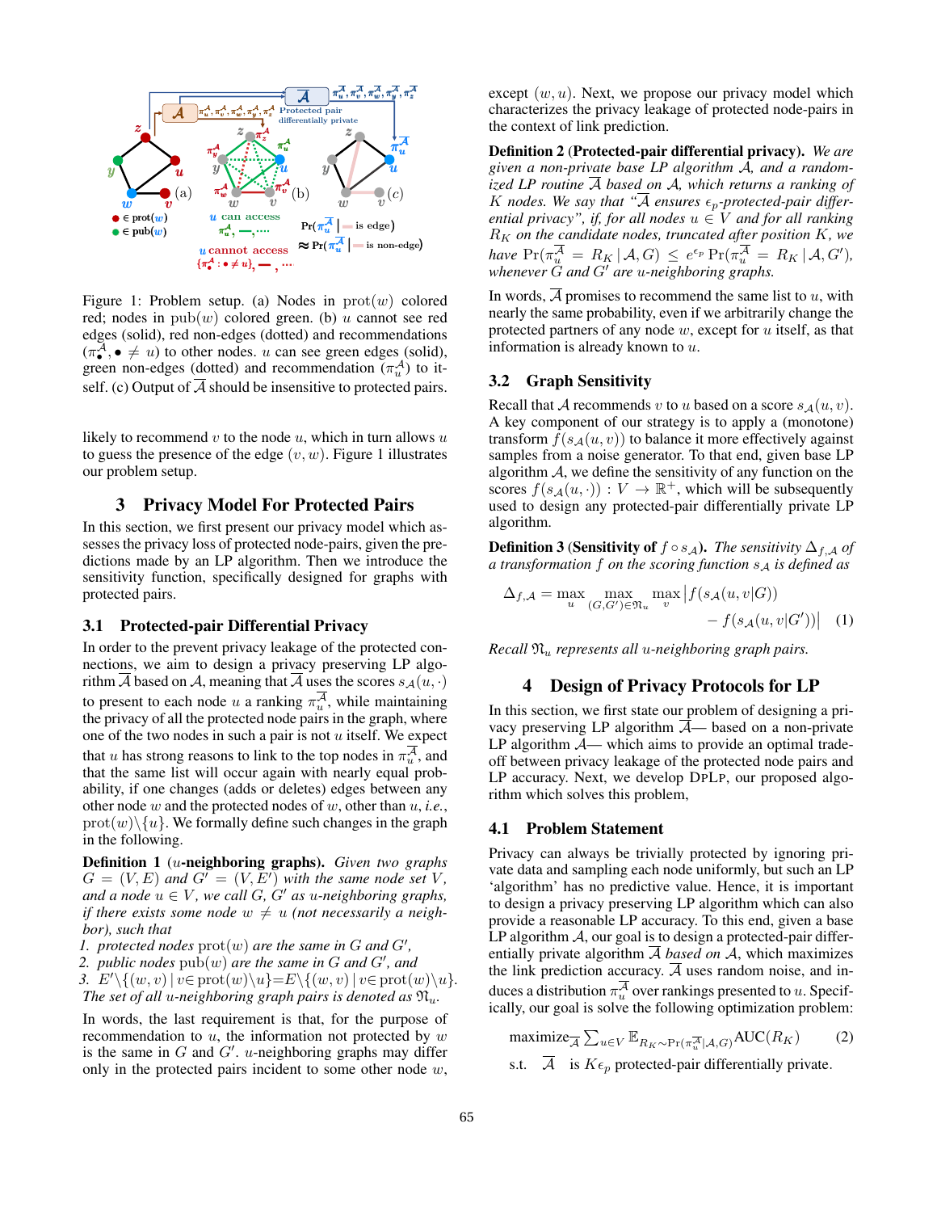Figure 1: Problem setup. (a) Nodes in $\text{prot}(w)$ colored red; nodes in $\text{pub}(w)$ colored green. (b) $u$ cannot see red edges (solid), red non-edges (dotted) and recommendations $(\pi^{\mathcal{A}}_{\bullet}, \bullet \neq u)$ to other nodes. $u$ can see green edges (solid), green non-edges (dotted) and recommendation $(\pi^{\mathcal{A}}_u)$ to itself. (c) Output of $\overline{\mathcal{A}}$ should be insensitive to protected pairs.

likely to recommend $v$ to the node $u$, which in turn allows $u$ to guess the presence of the edge $(v, w)$. Figure 1 illustrates our problem setup.

## 3 Privacy Model For Protected Pairs

In this section, we first present our privacy model which assesses the privacy loss of protected node-pairs, given the predictions made by an LP algorithm. Then we introduce the sensitivity function, specifically designed for graphs with protected pairs.

### 3.1 Protected-pair Differential Privacy

In order to the prevent privacy leakage of the protected connections, we aim to design a privacy preserving LP algorithm $\overline{\mathcal{A}}$ based on $\mathcal{A}$, meaning that $\overline{\mathcal{A}}$ uses the scores $s_{\mathcal{A}}(u, \cdot)$ to present to each node $u$ a ranking $\pi^{\overline{\mathcal{A}}}_u$, while maintaining the privacy of all the protected node pairs in the graph, where one of the two nodes in such a pair is not $u$ itself. We expect that $u$ has strong reasons to link to the top nodes in $\pi^{\overline{\mathcal{A}}}_u$, and that the same list will occur again with nearly equal probability, if one changes (adds or deletes) edges between any other node $w$ and the protected nodes of $w$, other than $u$, *i.e.*, $\text{prot}(w) \backslash \{u\}$. We formally define such changes in the graph in the following.

**Definition 1** ($u$**-neighboring graphs).** *Given two graphs $G = (V, E)$ and $G' = (V, E')$ with the same node set $V$, and a node $u \in V$, we call $G$, $G'$ as $u$-neighboring graphs, if there exists some node $w \neq u$ (not necessarily a neighbor), such that*

1. *protected nodes* $\text{prot}(w)$ *are the same in $G$ and $G'$,*
2. *public nodes* $\text{pub}(w)$ *are the same in $G$ and $G'$, and*
3. $E' \backslash \{(w, v) \mid v \in \text{prot}(w) \backslash u\} = E \backslash \{(w, v) \mid v \in \text{prot}(w) \backslash u\}$.

*The set of all $u$-neighboring graph pairs is denoted as $\mathfrak{N}_u$.*

In words, the last requirement is that, for the purpose of recommendation to $u$, the information not protected by $w$ is the same in $G$ and $G'$. $u$-neighboring graphs may differ only in the protected pairs incident to some other node $w$, except $(w, u)$. Next, we propose our privacy model which characterizes the privacy leakage of protected node-pairs in the context of link prediction.

**Definition 2 (Protected-pair differential privacy).** *We are given a non-private base LP algorithm $\mathcal{A}$, and a randomized LP routine $\overline{\mathcal{A}}$ based on $\mathcal{A}$, which returns a ranking of $K$ nodes. We say that "$\overline{\mathcal{A}}$ ensures $\epsilon_p$-protected-pair differential privacy", if, for all nodes $u \in V$ and for all ranking $R_K$ on the candidate nodes, truncated after position $K$, we have $\Pr(\pi^{\overline{\mathcal{A}}}_u = R_K \mid \mathcal{A}, G) \leq e^{\epsilon_p} \Pr(\pi^{\overline{\mathcal{A}}}_u = R_K \mid \mathcal{A}, G')$, whenever $G$ and $G'$ are $u$-neighboring graphs.*

In words, $\overline{\mathcal{A}}$ promises to recommend the same list to $u$, with nearly the same probability, even if we arbitrarily change the protected partners of any node $w$, except for $u$ itself, as that information is already known to $u$.

### 3.2 Graph Sensitivity

Recall that $\mathcal{A}$ recommends $v$ to $u$ based on a score $s_{\mathcal{A}}(u, v)$. A key component of our strategy is to apply a (monotone) transform $f(s_{\mathcal{A}}(u, v))$ to balance it more effectively against samples from a noise generator. To that end, given base LP algorithm $\mathcal{A}$, we define the sensitivity of any function on the scores $f(s_{\mathcal{A}}(u, \cdot)) : V \to \mathbb{R}^+$, which will be subsequently used to design any protected-pair differentially private LP algorithm.

**Definition 3 (Sensitivity of $f \circ s_{\mathcal{A}}$).** *The sensitivity $\Delta_{f,\mathcal{A}}$ of a transformation $f$ on the scoring function $s_{\mathcal{A}}$ is defined as*

$$\Delta_{f,\mathcal{A}} = \max_u \max_{(G,G') \in \mathfrak{N}_u} \max_v \big| f(s_{\mathcal{A}}(u, v|G)) - f(s_{\mathcal{A}}(u, v|G')) \big| \quad (1)$$

*Recall $\mathfrak{N}_u$ represents all $u$-neighboring graph pairs.*

## 4 Design of Privacy Protocols for LP

In this section, we first state our problem of designing a privacy preserving LP algorithm $\overline{\mathcal{A}}$— based on a non-private LP algorithm $\mathcal{A}$— which aims to provide an optimal tradeoff between privacy leakage of the protected node pairs and LP accuracy. Next, we develop DPLP, our proposed algorithm which solves this problem,

### 4.1 Problem Statement

Privacy can always be trivially protected by ignoring private data and sampling each node uniformly, but such an LP 'algorithm' has no predictive value. Hence, it is important to design a privacy preserving LP algorithm which can also provide a reasonable LP accuracy. To this end, given a base LP algorithm $\mathcal{A}$, our goal is to design a protected-pair differentially private algorithm $\overline{\mathcal{A}}$ *based on* $\mathcal{A}$, which maximizes the link prediction accuracy. $\overline{\mathcal{A}}$ uses random noise, and induces a distribution $\pi^{\overline{\mathcal{A}}}_u$ over rankings presented to $u$. Specifically, our goal is solve the following optimization problem:

$$\text{maximize}_{\overline{\mathcal{A}}} \sum_{u \in V} \mathbb{E}_{R_K \sim \Pr(\pi^{\overline{\mathcal{A}}}_u \mid \mathcal{A}, G)} \text{AUC}(R_K) \quad (2)$$

$$\text{s.t.} \quad \overline{\mathcal{A}} \quad \text{is } K\epsilon_p \text{ protected-pair differentially private.}$$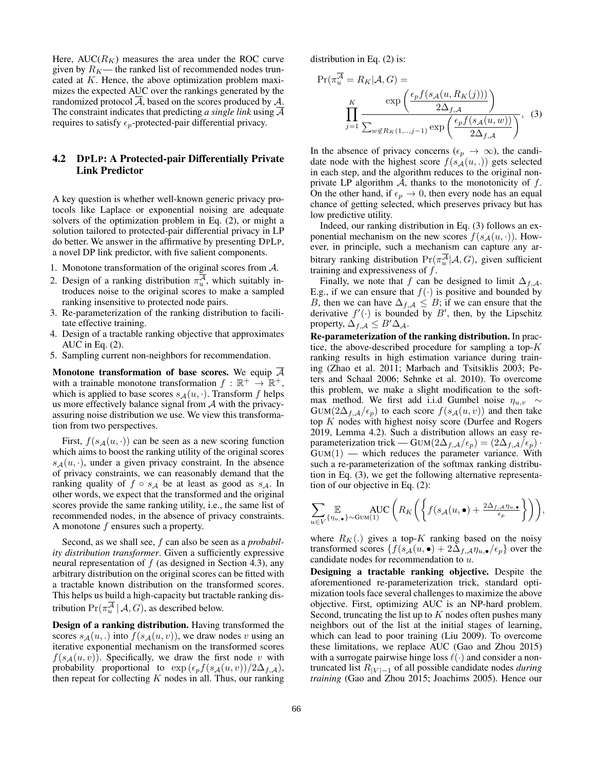Here, AUC($R_K$) measures the area under the ROC curve given by $R_K$— the ranked list of recommended nodes truncated at $K$. Hence, the above optimization problem maximizes the expected AUC over the rankings generated by the randomized protocol $\overline{\mathcal{A}}$, based on the scores produced by $\mathcal{A}$. The constraint indicates that predicting *a single link* using $\overline{\mathcal{A}}$ requires to satisfy $\epsilon_p$-protected-pair differential privacy.

## 4.2 DPLP: A Protected-pair Differentially Private Link Predictor

A key question is whether well-known generic privacy protocols like Laplace or exponential noising are adequate solvers of the optimization problem in Eq. (2), or might a solution tailored to protected-pair differential privacy in LP do better. We answer in the affirmative by presenting DPLP, a novel DP link predictor, with five salient components.

1. Monotone transformation of the original scores from $\mathcal{A}$.
2. Design of a ranking distribution $\pi_u^{\overline{\mathcal{A}}}$, which suitably introduces noise to the original scores to make a sampled ranking insensitive to protected node pairs.
3. Re-parameterization of the ranking distribution to facilitate effective training.
4. Design of a tractable ranking objective that approximates AUC in Eq. (2).
5. Sampling current non-neighbors for recommendation.

**Monotone transformation of base scores.** We equip $\overline{\mathcal{A}}$ with a trainable monotone transformation $f : \mathbb{R}^+ \to \mathbb{R}^+$, which is applied to base scores $s_{\mathcal{A}}(u, \cdot)$. Transform $f$ helps us more effectively balance signal from $\mathcal{A}$ with the privacy-assuring noise distribution we use. We view this transformation from two perspectives.

First, $f(s_{\mathcal{A}}(u, \cdot))$ can be seen as a new scoring function which aims to boost the ranking utility of the original scores $s_{\mathcal{A}}(u, \cdot)$, under a given privacy constraint. In the absence of privacy constraints, we can reasonably demand that the ranking quality of $f \circ s_{\mathcal{A}}$ be at least as good as $s_{\mathcal{A}}$. In other words, we expect that the transformed and the original scores provide the same ranking utility, i.e., the same list of recommended nodes, in the absence of privacy constraints. A monotone $f$ ensures such a property.

Second, as we shall see, $f$ can also be seen as a *probability distribution transformer*. Given a sufficiently expressive neural representation of $f$ (as designed in Section 4.3), any arbitrary distribution on the original scores can be fitted with a tractable known distribution on the transformed scores. This helps us build a high-capacity but tractable ranking distribution $\Pr(\pi_u^{\overline{\mathcal{A}}} \mid \mathcal{A}, G)$, as described below.

**Design of a ranking distribution.** Having transformed the scores $s_{\mathcal{A}}(u, .)$ into $f(s_{\mathcal{A}}(u, v))$, we draw nodes $v$ using an iterative exponential mechanism on the transformed scores $f(s_{\mathcal{A}}(u, v))$. Specifically, we draw the first node $v$ with probability proportional to $\exp(\epsilon_p f(s_{\mathcal{A}}(u, v))/2\Delta_{f,\mathcal{A}})$, then repeat for collecting $K$ nodes in all. Thus, our ranking distribution in Eq. (2) is:

$$\Pr(\pi_u^{\overline{\mathcal{A}}} = R_K | \mathcal{A}, G) = \prod_{j=1}^{K} \frac{\exp\left(\dfrac{\epsilon_p f(s_{\mathcal{A}}(u, R_K(j)))}{2\Delta_{f,\mathcal{A}}}\right)}{\sum_{w \notin R_K(1,..,j-1)} \exp\left(\dfrac{\epsilon_p f(s_{\mathcal{A}}(u, w))}{2\Delta_{f,\mathcal{A}}}\right)}, \quad (3)$$

In the absence of privacy concerns ($\epsilon_p \to \infty$), the candidate node with the highest score $f(s_{\mathcal{A}}(u, .))$ gets selected in each step, and the algorithm reduces to the original non-private LP algorithm $\mathcal{A}$, thanks to the monotonicity of $f$. On the other hand, if $\epsilon_p \to 0$, then every node has an equal chance of getting selected, which preserves privacy but has low predictive utility.

Indeed, our ranking distribution in Eq. (3) follows an exponential mechanism on the new scores $f(s_{\mathcal{A}}(u, \cdot))$. However, in principle, such a mechanism can capture any arbitrary ranking distribution $\Pr(\pi_u^{\overline{\mathcal{A}}} | \mathcal{A}, G)$, given sufficient training and expressiveness of $f$.

Finally, we note that $f$ can be designed to limit $\Delta_{f,\mathcal{A}}$. E.g., if we can ensure that $f(\cdot)$ is positive and bounded by $B$, then we can have $\Delta_{f,\mathcal{A}} \leq B$; if we can ensure that the derivative $f'(\cdot)$ is bounded by $B'$, then, by the Lipschitz property, $\Delta_{f,\mathcal{A}} \leq B' \Delta_{\mathcal{A}}$.

**Re-parameterization of the ranking distribution.** In practice, the above-described procedure for sampling a top-$K$ ranking results in high estimation variance during training (Zhao et al. 2011; Marbach and Tsitsiklis 2003; Peters and Schaal 2006; Sehnke et al. 2010). To overcome this problem, we make a slight modification to the softmax method. We first add i.i.d Gumbel noise $\eta_{u,v} \sim \text{GUM}(2\Delta_{f,\mathcal{A}}/\epsilon_p)$ to each score $f(s_{\mathcal{A}}(u, v))$ and then take top $K$ nodes with highest noisy score (Durfee and Rogers 2019, Lemma 4.2). Such a distribution allows an easy re-parameterization trick — $\text{GUM}(2\Delta_{f,\mathcal{A}}/\epsilon_p) = (2\Delta_{f,\mathcal{A}}/\epsilon_p) \cdot \text{GUM}(1)$ — which reduces the parameter variance. With such a re-parameterization of the softmax ranking distribution in Eq. (3), we get the following alternative representation of our objective in Eq. (2):

$$\sum_{u \in V} \mathop{\mathbb{E}}_{\{\eta_{u,\bullet}\} \sim \text{GUM}(1)} \text{AUC}\left( R_K\left( \left\{ f(s_{\mathcal{A}}(u, \bullet) + \tfrac{2\Delta_{f,\mathcal{A}} \eta_{u,\bullet}}{\epsilon_p} \right\} \right) \right),$$

where $R_K(.)$ gives a top-$K$ ranking based on the noisy transformed scores $\{f(s_{\mathcal{A}}(u, \bullet) + 2\Delta_{f,\mathcal{A}} \eta_{u,\bullet}/\epsilon_p\}$ over the candidate nodes for recommendation to $u$.

**Designing a tractable ranking objective.** Despite the aforementioned re-parameterization trick, standard optimization tools face several challenges to maximize the above objective. First, optimizing AUC is an NP-hard problem. Second, truncating the list up to $K$ nodes often pushes many neighbors out of the list at the initial stages of learning, which can lead to poor training (Liu 2009). To overcome these limitations, we replace AUC (Gao and Zhou 2015) with a surrogate pairwise hinge loss $\ell(\cdot)$ and consider a non-truncated list $R_{|V|-1}$ of all possible candidate nodes *during training* (Gao and Zhou 2015; Joachims 2005). Hence our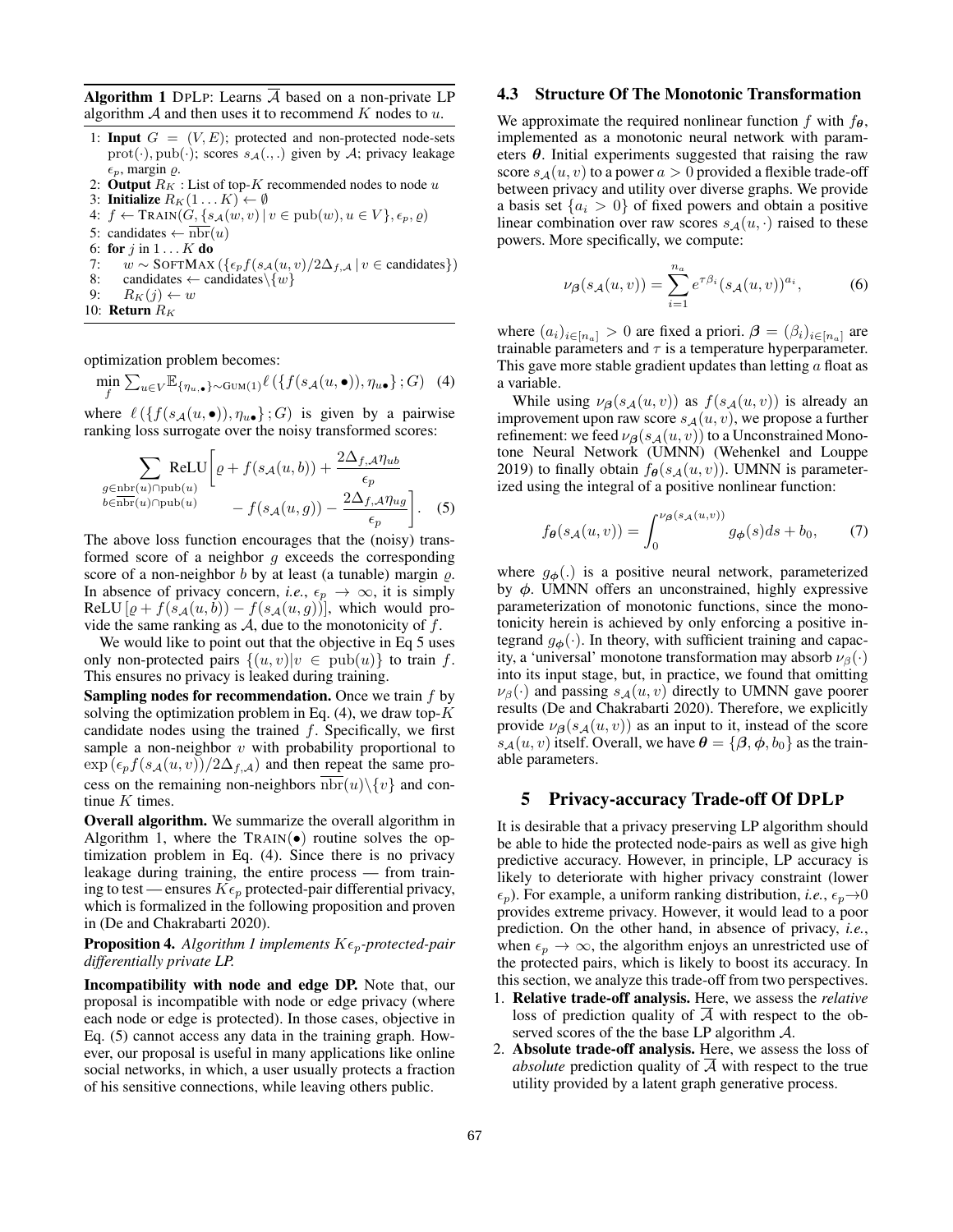**Algorithm 1** DPLP: Learns $\overline{\mathcal{A}}$ based on a non-private LP algorithm $\mathcal{A}$ and then uses it to recommend $K$ nodes to $u$.

1: **Input** $G = (V, E)$; protected and non-protected node-sets $\text{prot}(\cdot), \text{pub}(\cdot)$; scores $s_{\mathcal{A}}(.,.)$ given by $\mathcal{A}$; privacy leakage $\epsilon_p$, margin $\varrho$.
2: **Output** $R_K$ : List of top-$K$ recommended nodes to node $u$
3: **Initialize** $R_K(1 \dots K) \leftarrow \emptyset$
4: $f \leftarrow \text{TRAIN}(G, \{s_{\mathcal{A}}(w, v) \mid v \in \text{pub}(w), u \in V\}, \epsilon_p, \varrho)$
5: candidates $\leftarrow \overline{\text{nbr}}(u)$
6: **for** $j$ in $1 \dots K$ **do**
7: $\quad w \sim \text{SOFTMAX}(\{\epsilon_p f(s_{\mathcal{A}}(u, v)/2\Delta_{f,\mathcal{A}} \mid v \in \text{candidates}\})$
8: $\quad$ candidates $\leftarrow$ candidates$\backslash\{w\}$
9: $\quad R_K(j) \leftarrow w$
10: **Return** $R_K$

optimization problem becomes:

$$\min_f \sum_{u \in V} \mathbb{E}_{\{\eta_{u,\bullet}\} \sim \text{GUM}(1)} \ell\left(\{f(s_{\mathcal{A}}(u, \bullet)), \eta_{u\bullet}\}; G\right) \quad (4)$$

where $\ell\left(\{f(s_{\mathcal{A}}(u, \bullet)), \eta_{u\bullet}\}; G\right)$ is given by a pairwise ranking loss surrogate over the noisy transformed scores:

$$\sum_{\substack{g \in \text{nbr}(u) \cap \text{pub}(u) \\ b \in \overline{\text{nbr}}(u) \cap \text{pub}(u)}} \text{ReLU}\left[\varrho + f(s_{\mathcal{A}}(u, b)) + \frac{2\Delta_{f,\mathcal{A}} \eta_{ub}}{\epsilon_p} - f(s_{\mathcal{A}}(u, g)) - \frac{2\Delta_{f,\mathcal{A}} \eta_{ug}}{\epsilon_p}\right]. \quad (5)$$

The above loss function encourages that the (noisy) transformed score of a neighbor $g$ exceeds the corresponding score of a non-neighbor $b$ by at least (a tunable) margin $\varrho$. In absence of privacy concern, *i.e.*, $\epsilon_p \to \infty$, it is simply $\text{ReLU}\left[\varrho + f(s_{\mathcal{A}}(u, b)) - f(s_{\mathcal{A}}(u, g))\right]$, which would provide the same ranking as $\mathcal{A}$, due to the monotonicity of $f$.

We would like to point out that the objective in Eq 5 uses only non-protected pairs $\{(u, v) | v \in \text{pub}(u)\}$ to train $f$. This ensures no privacy is leaked during training.

**Sampling nodes for recommendation.** Once we train $f$ by solving the optimization problem in Eq. (4), we draw top-$K$ candidate nodes using the trained $f$. Specifically, we first sample a non-neighbor $v$ with probability proportional to $\exp\left(\epsilon_p f(s_{\mathcal{A}}(u, v))/2\Delta_{f,\mathcal{A}}\right)$ and then repeat the same process on the remaining non-neighbors $\overline{\text{nbr}}(u)\backslash\{v\}$ and continue $K$ times.

**Overall algorithm.** We summarize the overall algorithm in Algorithm 1, where the $\text{TRAIN}(\bullet)$ routine solves the optimization problem in Eq. (4). Since there is no privacy leakage during training, the entire process — from training to test — ensures $K\epsilon_p$ protected-pair differential privacy, which is formalized in the following proposition and proven in (De and Chakrabarti 2020).

**Proposition 4.** *Algorithm 1 implements $K\epsilon_p$-protected-pair differentially private LP.*

**Incompatibility with node and edge DP.** Note that, our proposal is incompatible with node or edge privacy (where each node or edge is protected). In those cases, objective in Eq. (5) cannot access any data in the training graph. However, our proposal is useful in many applications like online social networks, in which, a user usually protects a fraction of his sensitive connections, while leaving others public.

### 4.3 Structure Of The Monotonic Transformation

We approximate the required nonlinear function $f$ with $f_{\boldsymbol{\theta}}$, implemented as a monotonic neural network with parameters $\boldsymbol{\theta}$. Initial experiments suggested that raising the raw score $s_{\mathcal{A}}(u, v)$ to a power $a > 0$ provided a flexible trade-off between privacy and utility over diverse graphs. We provide a basis set $\{a_i > 0\}$ of fixed powers and obtain a positive linear combination over raw scores $s_{\mathcal{A}}(u, \cdot)$ raised to these powers. More specifically, we compute:

$$\nu_{\boldsymbol{\beta}}(s_{\mathcal{A}}(u, v)) = \sum_{i=1}^{n_a} e^{\tau \beta_i} (s_{\mathcal{A}}(u, v))^{a_i}, \quad (6)$$

where $(a_i)_{i \in [n_a]} > 0$ are fixed a priori. $\boldsymbol{\beta} = (\beta_i)_{i \in [n_a]}$ are trainable parameters and $\tau$ is a temperature hyperparameter. This gave more stable gradient updates than letting $a$ float as a variable.

While using $\nu_{\boldsymbol{\beta}}(s_{\mathcal{A}}(u, v))$ as $f(s_{\mathcal{A}}(u, v))$ is already an improvement upon raw score $s_{\mathcal{A}}(u, v)$, we propose a further refinement: we feed $\nu_{\boldsymbol{\beta}}(s_{\mathcal{A}}(u, v))$ to a Unconstrained Monotone Neural Network (UMNN) (Wehenkel and Louppe 2019) to finally obtain $f_{\boldsymbol{\theta}}(s_{\mathcal{A}}(u, v))$. UMNN is parameterized using the integral of a positive nonlinear function:

$$f_{\boldsymbol{\theta}}(s_{\mathcal{A}}(u, v)) = \int_0^{\nu_{\boldsymbol{\beta}}(s_{\mathcal{A}}(u, v))} g_{\boldsymbol{\phi}}(s) ds + b_0, \quad (7)$$

where $g_{\boldsymbol{\phi}}(.)$ is a positive neural network, parameterized by $\boldsymbol{\phi}$. UMNN offers an unconstrained, highly expressive parameterization of monotonic functions, since the monotonicity herein is achieved by only enforcing a positive integrand $g_{\boldsymbol{\phi}}(\cdot)$. In theory, with sufficient training and capacity, a 'universal' monotone transformation may absorb $\nu_\beta(\cdot)$ into its input stage, but, in practice, we found that omitting $\nu_\beta(\cdot)$ and passing $s_{\mathcal{A}}(u, v)$ directly to UMNN gave poorer results (De and Chakrabarti 2020). Therefore, we explicitly provide $\nu_{\boldsymbol{\beta}}(s_{\mathcal{A}}(u, v))$ as an input to it, instead of the score $s_{\mathcal{A}}(u, v)$ itself. Overall, we have $\boldsymbol{\theta} = \{\boldsymbol{\beta}, \boldsymbol{\phi}, b_0\}$ as the trainable parameters.

## 5 Privacy-accuracy Trade-off Of DPLP

It is desirable that a privacy preserving LP algorithm should be able to hide the protected node-pairs as well as give high predictive accuracy. However, in principle, LP accuracy is likely to deteriorate with higher privacy constraint (lower $\epsilon_p$). For example, a uniform ranking distribution, *i.e.*, $\epsilon_p \to 0$ provides extreme privacy. However, it would lead to a poor prediction. On the other hand, in absence of privacy, *i.e.*, when $\epsilon_p \to \infty$, the algorithm enjoys an unrestricted use of the protected pairs, which is likely to boost its accuracy. In this section, we analyze this trade-off from two perspectives.

1. **Relative trade-off analysis.** Here, we assess the *relative* loss of prediction quality of $\overline{\mathcal{A}}$ with respect to the observed scores of the the base LP algorithm $\mathcal{A}$.
2. **Absolute trade-off analysis.** Here, we assess the loss of *absolute* prediction quality of $\overline{\mathcal{A}}$ with respect to the true utility provided by a latent graph generative process.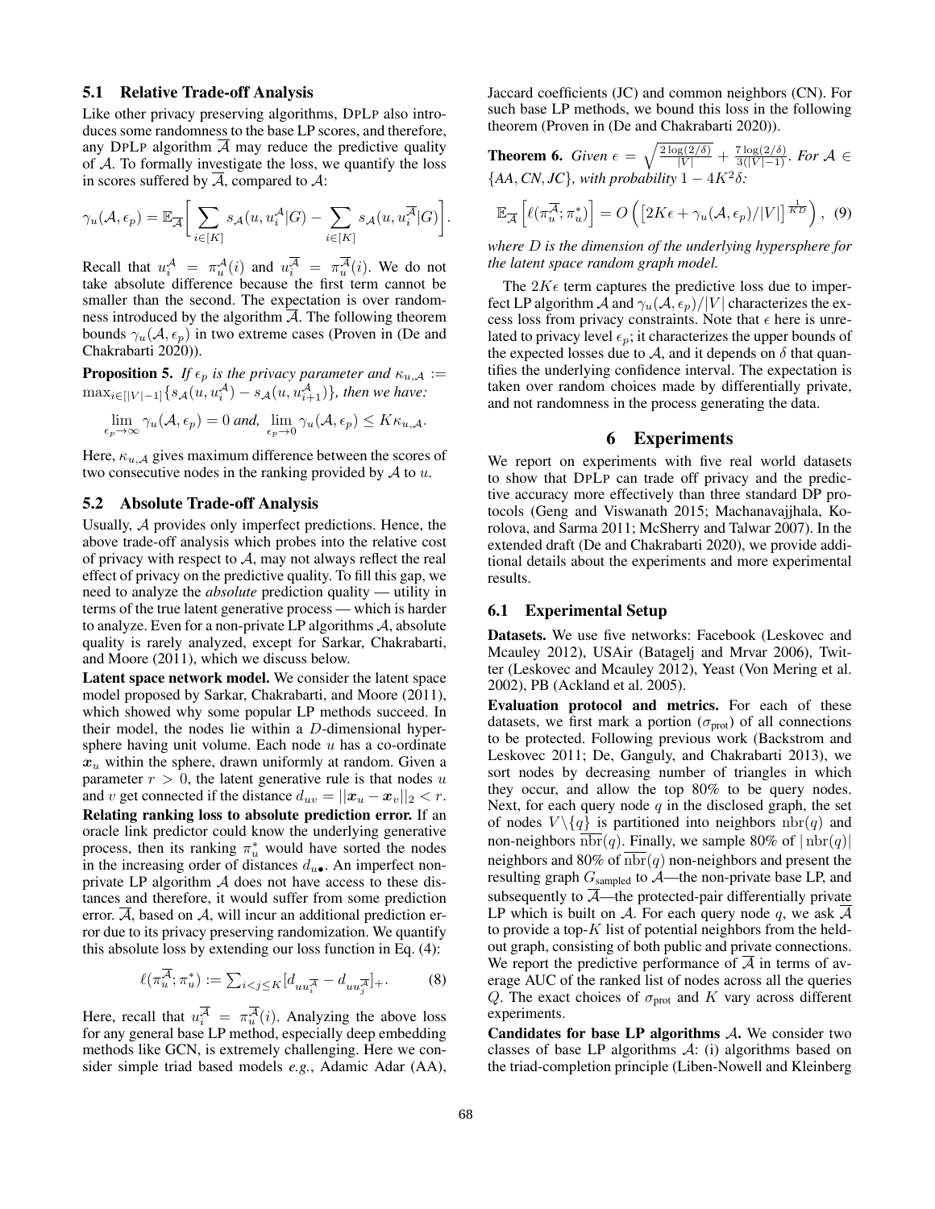### 5.1 Relative Trade-off Analysis

Like other privacy preserving algorithms, DPLP also introduces some randomness to the base LP scores, and therefore, any DPLP algorithm $\overline{\mathcal{A}}$ may reduce the predictive quality of $\mathcal{A}$. To formally investigate the loss, we quantify the loss in scores suffered by $\overline{\mathcal{A}}$, compared to $\mathcal{A}$:

$$\gamma_u(\mathcal{A}, \epsilon_p) = \mathbb{E}_{\overline{\mathcal{A}}}\bigg[\sum_{i\in[K]} s_{\mathcal{A}}(u, u_i^{\mathcal{A}}|G) - \sum_{i\in[K]} s_{\mathcal{A}}(u, u_i^{\overline{\mathcal{A}}}|G)\bigg].$$

Recall that $u_i^{\mathcal{A}} = \pi_u^{\mathcal{A}}(i)$ and $u_i^{\overline{\mathcal{A}}} = \pi_u^{\overline{\mathcal{A}}}(i)$. We do not take absolute difference because the first term cannot be smaller than the second. The expectation is over randomness introduced by the algorithm $\overline{\mathcal{A}}$. The following theorem bounds $\gamma_u(\mathcal{A}, \epsilon_p)$ in two extreme cases (Proven in (De and Chakrabarti 2020)).

**Proposition 5.** *If $\epsilon_p$ is the privacy parameter and $\kappa_{u,\mathcal{A}} := \max_{i\in[|V|-1]}\{s_{\mathcal{A}}(u, u_i^{\mathcal{A}}) - s_{\mathcal{A}}(u, u_{i+1}^{\mathcal{A}})\}$, then we have:*

$$\lim_{\epsilon_p\to\infty} \gamma_u(\mathcal{A}, \epsilon_p) = 0 \textit{ and, } \lim_{\epsilon_p\to 0} \gamma_u(\mathcal{A}, \epsilon_p) \leq K\kappa_{u,\mathcal{A}}.$$

Here, $\kappa_{u,\mathcal{A}}$ gives maximum difference between the scores of two consecutive nodes in the ranking provided by $\mathcal{A}$ to $u$.

### 5.2 Absolute Trade-off Analysis

Usually, $\mathcal{A}$ provides only imperfect predictions. Hence, the above trade-off analysis which probes into the relative cost of privacy with respect to $\mathcal{A}$, may not always reflect the real effect of privacy on the predictive quality. To fill this gap, we need to analyze the *absolute* prediction quality — utility in terms of the true latent generative process — which is harder to analyze. Even for a non-private LP algorithms $\mathcal{A}$, absolute quality is rarely analyzed, except for Sarkar, Chakrabarti, and Moore (2011), which we discuss below.

**Latent space network model.** We consider the latent space model proposed by Sarkar, Chakrabarti, and Moore (2011), which showed why some popular LP methods succeed. In their model, the nodes lie within a $D$-dimensional hypersphere having unit volume. Each node $u$ has a co-ordinate $\boldsymbol{x}_u$ within the sphere, drawn uniformly at random. Given a parameter $r > 0$, the latent generative rule is that nodes $u$ and $v$ get connected if the distance $d_{uv} = ||\boldsymbol{x}_u - \boldsymbol{x}_v||_2 < r$.

**Relating ranking loss to absolute prediction error.** If an oracle link predictor could know the underlying generative process, then its ranking $\pi_u^*$ would have sorted the nodes in the increasing order of distances $d_{u\bullet}$. An imperfect non-private LP algorithm $\mathcal{A}$ does not have access to these distances and therefore, it would suffer from some prediction error. $\overline{\mathcal{A}}$, based on $\mathcal{A}$, will incur an additional prediction error due to its privacy preserving randomization. We quantify this absolute loss by extending our loss function in Eq. (4):

$$\ell(\pi_u^{\overline{\mathcal{A}}}; \pi_u^*) := \textstyle\sum_{i<j\leq K}[d_{uu_i^{\overline{\mathcal{A}}}} - d_{uu_j^{\overline{\mathcal{A}}}}]_+. \tag{8}$$

Here, recall that $u_i^{\overline{\mathcal{A}}} = \pi_u^{\overline{\mathcal{A}}}(i)$. Analyzing the above loss for any general base LP method, especially deep embedding methods like GCN, is extremely challenging. Here we consider simple triad based models *e.g.*, Adamic Adar (AA), Jaccard coefficients (JC) and common neighbors (CN). For such base LP methods, we bound this loss in the following theorem (Proven in (De and Chakrabarti 2020)).

**Theorem 6.** *Given $\epsilon = \sqrt{\frac{2\log(2/\delta)}{|V|}} + \frac{7\log(2/\delta)}{3(|V|-1)}$. For $\mathcal{A} \in \{AA, CN, JC\}$, with probability $1 - 4K^2\delta$:*

$$\mathbb{E}_{\overline{\mathcal{A}}}\left[\ell(\pi_u^{\overline{\mathcal{A}}}; \pi_u^*)\right] = O\left(\left[2K\epsilon + \gamma_u(\mathcal{A}, \epsilon_p)/|V|\right]^{\frac{1}{KD}}\right), \tag{9}$$

*where $D$ is the dimension of the underlying hypersphere for the latent space random graph model.*

The $2K\epsilon$ term captures the predictive loss due to imperfect LP algorithm $\mathcal{A}$ and $\gamma_u(\mathcal{A}, \epsilon_p)/|V|$ characterizes the excess loss from privacy constraints. Note that $\epsilon$ here is unrelated to privacy level $\epsilon_p$; it characterizes the upper bounds of the expected losses due to $\mathcal{A}$, and it depends on $\delta$ that quantifies the underlying confidence interval. The expectation is taken over random choices made by differentially private, and not randomness in the process generating the data.

## 6 Experiments

We report on experiments with five real world datasets to show that DPLP can trade off privacy and the predictive accuracy more effectively than three standard DP protocols (Geng and Viswanath 2015; Machanavajjhala, Korolova, and Sarma 2011; McSherry and Talwar 2007). In the extended draft (De and Chakrabarti 2020), we provide additional details about the experiments and more experimental results.

### 6.1 Experimental Setup

**Datasets.** We use five networks: Facebook (Leskovec and Mcauley 2012), USAir (Batagelj and Mrvar 2006), Twitter (Leskovec and Mcauley 2012), Yeast (Von Mering et al. 2002), PB (Ackland et al. 2005).

**Evaluation protocol and metrics.** For each of these datasets, we first mark a portion ($\sigma_{\text{prot}}$) of all connections to be protected. Following previous work (Backstrom and Leskovec 2011; De, Ganguly, and Chakrabarti 2013), we sort nodes by decreasing number of triangles in which they occur, and allow the top 80% to be query nodes. Next, for each query node $q$ in the disclosed graph, the set of nodes $V\backslash\{q\}$ is partitioned into neighbors $\text{nbr}(q)$ and non-neighbors $\overline{\text{nbr}}(q)$. Finally, we sample 80% of $|\text{nbr}(q)|$ neighbors and 80% of $\overline{\text{nbr}}(q)$ non-neighbors and present the resulting graph $G_{\text{sampled}}$ to $\mathcal{A}$—the non-private base LP, and subsequently to $\overline{\mathcal{A}}$—the protected-pair differentially private LP which is built on $\mathcal{A}$. For each query node $q$, we ask $\overline{\mathcal{A}}$ to provide a top-$K$ list of potential neighbors from the held-out graph, consisting of both public and private connections. We report the predictive performance of $\overline{\mathcal{A}}$ in terms of average AUC of the ranked list of nodes across all the queries $Q$. The exact choices of $\sigma_{\text{prot}}$ and $K$ vary across different experiments.

**Candidates for base LP algorithms $\mathcal{A}$.** We consider two classes of base LP algorithms $\mathcal{A}$: (i) algorithms based on the triad-completion principle (Liben-Nowell and Kleinberg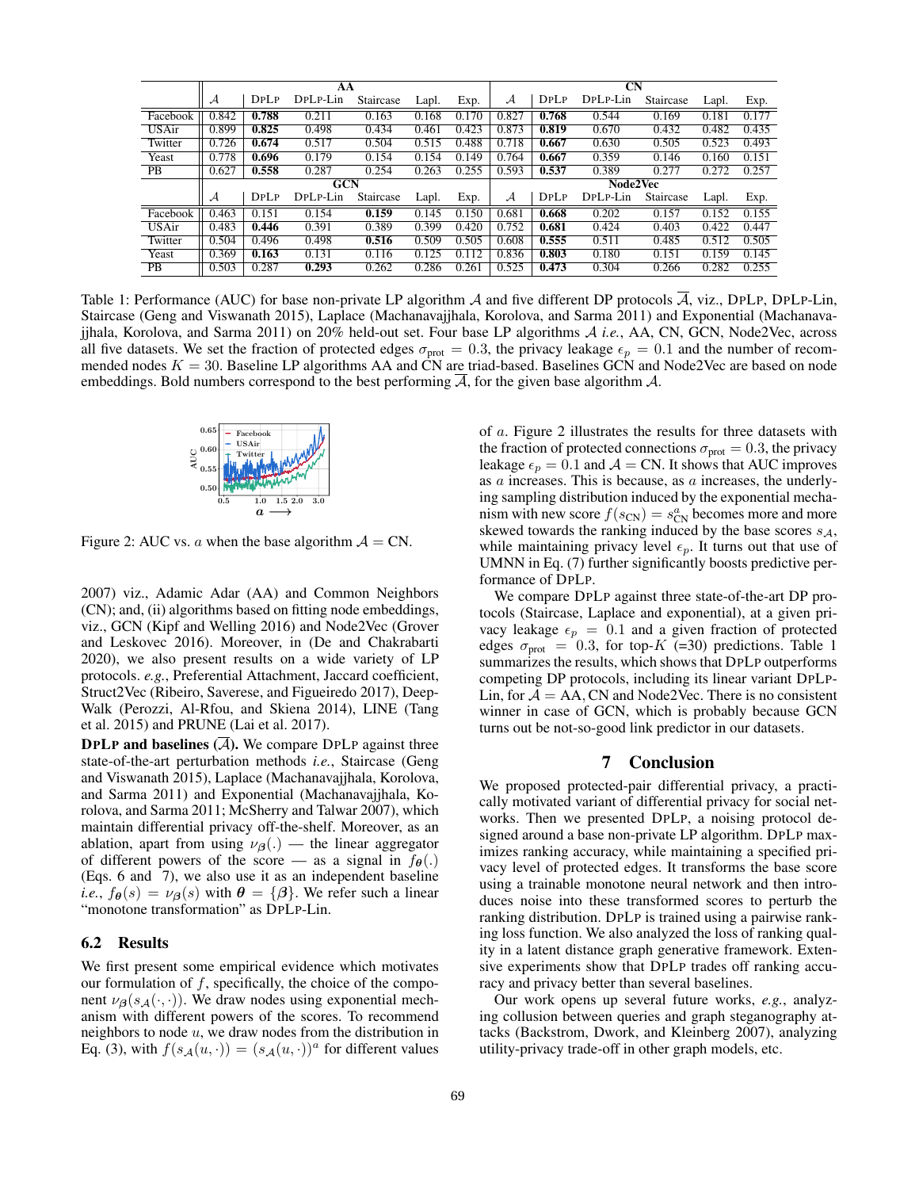| | AA | | | | | | CN | | | | | |
|---|---|---|---|---|---|---|---|---|---|---|---|---|
| | $\mathcal{A}$ | DPLP | DPLP-Lin | Staircase | Lapl. | Exp. | $\mathcal{A}$ | DPLP | DPLP-Lin | Staircase | Lapl. | Exp. |
| Facebook | 0.842 | **0.788** | 0.211 | 0.163 | 0.168 | 0.170 | 0.827 | **0.768** | 0.544 | 0.169 | 0.181 | 0.177 |
| USAir | 0.899 | **0.825** | 0.498 | 0.434 | 0.461 | 0.423 | 0.873 | **0.819** | 0.670 | 0.432 | 0.482 | 0.435 |
| Twitter | 0.726 | **0.674** | 0.517 | 0.504 | 0.515 | 0.488 | 0.718 | **0.667** | 0.630 | 0.505 | 0.523 | 0.493 |
| Yeast | 0.778 | **0.696** | 0.179 | 0.154 | 0.154 | 0.149 | 0.764 | **0.667** | 0.359 | 0.146 | 0.160 | 0.151 |
| PB | 0.627 | **0.558** | 0.287 | 0.254 | 0.263 | 0.255 | 0.593 | **0.537** | 0.389 | 0.277 | 0.272 | 0.257 |
| | **GCN** | | | | | | **Node2Vec** | | | | | |
| | $\mathcal{A}$ | DPLP | DPLP-Lin | Staircase | Lapl. | Exp. | $\mathcal{A}$ | DPLP | DPLP-Lin | Staircase | Lapl. | Exp. |
| Facebook | 0.463 | 0.151 | 0.154 | **0.159** | 0.145 | 0.150 | 0.681 | **0.668** | 0.202 | 0.157 | 0.152 | 0.155 |
| USAir | 0.483 | **0.446** | 0.391 | 0.389 | 0.399 | 0.420 | 0.752 | **0.681** | 0.424 | 0.403 | 0.422 | 0.447 |
| Twitter | 0.504 | 0.496 | 0.498 | **0.516** | 0.509 | 0.505 | 0.608 | **0.555** | 0.511 | 0.485 | 0.512 | 0.505 |
| Yeast | 0.369 | **0.163** | 0.131 | 0.116 | 0.125 | 0.112 | 0.836 | **0.803** | 0.180 | 0.151 | 0.159 | 0.145 |
| PB | 0.503 | 0.287 | **0.293** | 0.262 | 0.286 | 0.261 | 0.525 | **0.473** | 0.304 | 0.266 | 0.282 | 0.255 |

Table 1: Performance (AUC) for base non-private LP algorithm $\mathcal{A}$ and five different DP protocols $\overline{\mathcal{A}}$, viz., DPLP, DPLP-Lin, Staircase (Geng and Viswanath 2015), Laplace (Machanavajjhala, Korolova, and Sarma 2011) and Exponential (Machanavajjhala, Korolova, and Sarma 2011) on 20% held-out set. Four base LP algorithms $\mathcal{A}$ *i.e.*, AA, CN, GCN, Node2Vec, across all five datasets. We set the fraction of protected edges $\sigma_{\text{prot}} = 0.3$, the privacy leakage $\epsilon_p = 0.1$ and the number of recommended nodes $K = 30$. Baseline LP algorithms AA and CN are triad-based. Baselines GCN and Node2Vec are based on node embeddings. Bold numbers correspond to the best performing $\overline{\mathcal{A}}$, for the given base algorithm $\mathcal{A}$.

Figure 2: AUC vs. $a$ when the base algorithm $\mathcal{A} =$ CN.

2007) viz., Adamic Adar (AA) and Common Neighbors (CN); and, (ii) algorithms based on fitting node embeddings, viz., GCN (Kipf and Welling 2016) and Node2Vec (Grover and Leskovec 2016). Moreover, in (De and Chakrabarti 2020), we also present results on a wide variety of LP protocols. *e.g.*, Preferential Attachment, Jaccard coefficient, Struct2Vec (Ribeiro, Saverese, and Figueiredo 2017), DeepWalk (Perozzi, Al-Rfou, and Skiena 2014), LINE (Tang et al. 2015) and PRUNE (Lai et al. 2017).

**DPLP and baselines ($\overline{\mathcal{A}}$).** We compare DPLP against three state-of-the-art perturbation methods *i.e.*, Staircase (Geng and Viswanath 2015), Laplace (Machanavajjhala, Korolova, and Sarma 2011) and Exponential (Machanavajjhala, Korolova, and Sarma 2011; McSherry and Talwar 2007), which maintain differential privacy off-the-shelf. Moreover, as an ablation, apart from using $\nu_{\boldsymbol{\beta}}(.)$ — the linear aggregator of different powers of the score — as a signal in $f_{\boldsymbol{\theta}}(.)$ (Eqs. 6 and 7), we also use it as an independent baseline *i.e.*, $f_{\boldsymbol{\theta}}(s) = \nu_{\boldsymbol{\beta}}(s)$ with $\boldsymbol{\theta} = \{\boldsymbol{\beta}\}$. We refer such a linear "monotone transformation" as DPLP-Lin.

### 6.2 Results

We first present some empirical evidence which motivates our formulation of $f$, specifically, the choice of the component $\nu_{\boldsymbol{\beta}}(s_{\mathcal{A}}(\cdot,\cdot))$. We draw nodes using exponential mechanism with different powers of the scores. To recommend neighbors to node $u$, we draw nodes from the distribution in Eq. (3), with $f(s_{\mathcal{A}}(u,\cdot)) = (s_{\mathcal{A}}(u,\cdot))^a$ for different values of $a$. Figure 2 illustrates the results for three datasets with the fraction of protected connections $\sigma_{\text{prot}} = 0.3$, the privacy leakage $\epsilon_p = 0.1$ and $\mathcal{A} =$ CN. It shows that AUC improves as $a$ increases. This is because, as $a$ increases, the underlying sampling distribution induced by the exponential mechanism with new score $f(s_{\text{CN}}) = s^a_{\text{CN}}$ becomes more and more skewed towards the ranking induced by the base scores $s_{\mathcal{A}}$, while maintaining privacy level $\epsilon_p$. It turns out that use of UMNN in Eq. (7) further significantly boosts predictive performance of DPLP.

We compare DPLP against three state-of-the-art DP protocols (Staircase, Laplace and exponential), at a given privacy leakage $\epsilon_p = 0.1$ and a given fraction of protected edges $\sigma_{\text{prot}} = 0.3$, for top-$K$ (=30) predictions. Table 1 summarizes the results, which shows that DPLP outperforms competing DP protocols, including its linear variant DPLP-Lin, for $\mathcal{A} =$ AA, CN and Node2Vec. There is no consistent winner in case of GCN, which is probably because GCN turns out be not-so-good link predictor in our datasets.

## 7 Conclusion

We proposed protected-pair differential privacy, a practically motivated variant of differential privacy for social networks. Then we presented DPLP, a noising protocol designed around a base non-private LP algorithm. DPLP maximizes ranking accuracy, while maintaining a specified privacy level of protected edges. It transforms the base score using a trainable monotone neural network and then introduces noise into these transformed scores to perturb the ranking distribution. DPLP is trained using a pairwise ranking loss function. We also analyzed the loss of ranking quality in a latent distance graph generative framework. Extensive experiments show that DPLP trades off ranking accuracy and privacy better than several baselines.

Our work opens up several future works, *e.g.*, analyzing collusion between queries and graph steganography attacks (Backstrom, Dwork, and Kleinberg 2007), analyzing utility-privacy trade-off in other graph models, etc.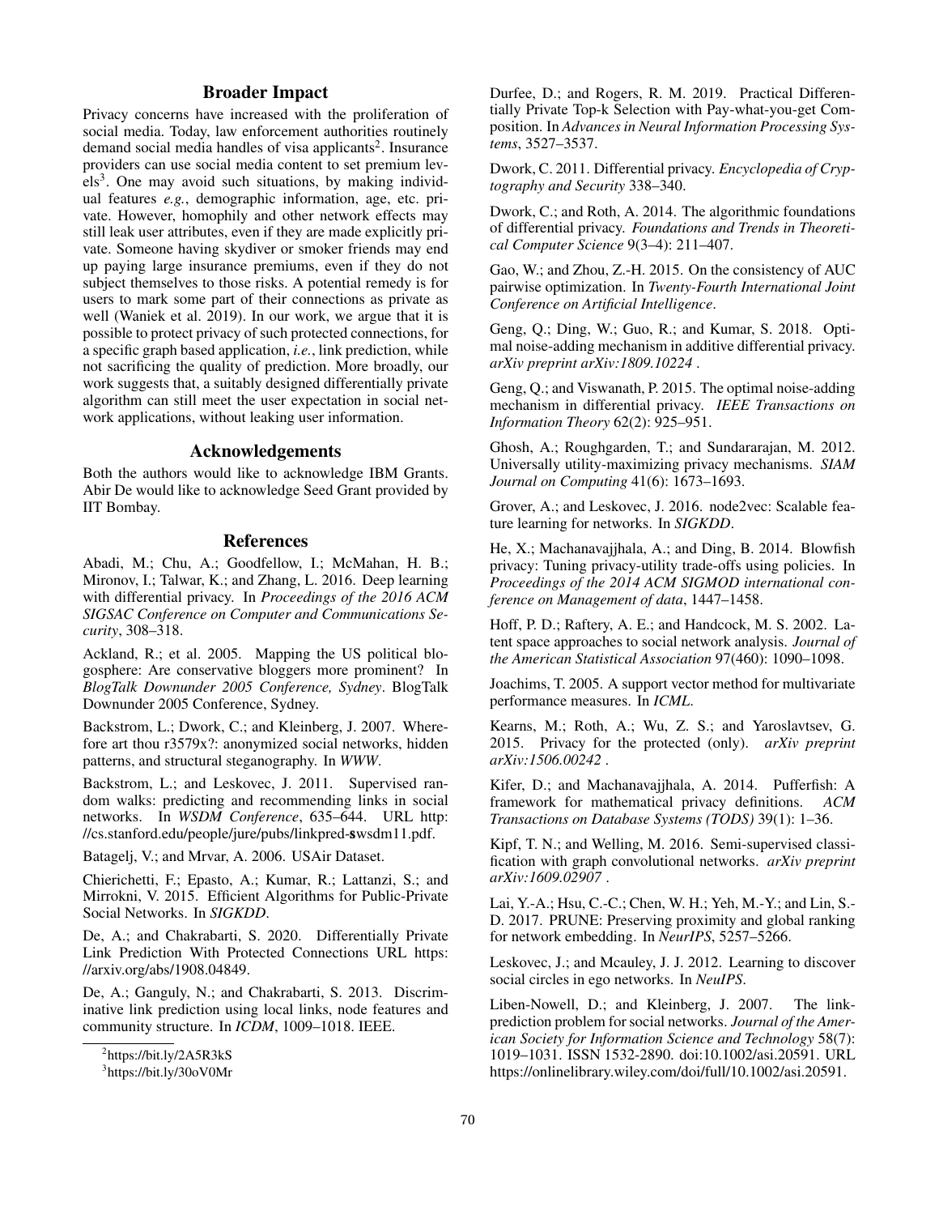## Broader Impact

Privacy concerns have increased with the proliferation of social media. Today, law enforcement authorities routinely demand social media handles of visa applicants[2]. Insurance providers can use social media content to set premium levels[3]. One may avoid such situations, by making individual features *e.g.*, demographic information, age, etc. private. However, homophily and other network effects may still leak user attributes, even if they are made explicitly private. Someone having skydiver or smoker friends may end up paying large insurance premiums, even if they do not subject themselves to those risks. A potential remedy is for users to mark some part of their connections as private as well (Waniek et al. 2019). In our work, we argue that it is possible to protect privacy of such protected connections, for a specific graph based application, *i.e.*, link prediction, while not sacrificing the quality of prediction. More broadly, our work suggests that, a suitably designed differentially private algorithm can still meet the user expectation in social network applications, without leaking user information.

## Acknowledgements

Both the authors would like to acknowledge IBM Grants. Abir De would like to acknowledge Seed Grant provided by IIT Bombay.

## References

Abadi, M.; Chu, A.; Goodfellow, I.; McMahan, H. B.; Mironov, I.; Talwar, K.; and Zhang, L. 2016. Deep learning with differential privacy. In *Proceedings of the 2016 ACM SIGSAC Conference on Computer and Communications Security*, 308–318.

Ackland, R.; et al. 2005. Mapping the US political blogosphere: Are conservative bloggers more prominent? In *BlogTalk Downunder 2005 Conference, Sydney*. BlogTalk Downunder 2005 Conference, Sydney.

Backstrom, L.; Dwork, C.; and Kleinberg, J. 2007. Wherefore art thou r3579x?: anonymized social networks, hidden patterns, and structural steganography. In *WWW*.

Backstrom, L.; and Leskovec, J. 2011. Supervised random walks: predicting and recommending links in social networks. In *WSDM Conference*, 635–644. URL http://cs.stanford.edu/people/jure/pubs/linkpred-swsdm11.pdf.

Batagelj, V.; and Mrvar, A. 2006. USAir Dataset.

Chierichetti, F.; Epasto, A.; Kumar, R.; Lattanzi, S.; and Mirrokni, V. 2015. Efficient Algorithms for Public-Private Social Networks. In *SIGKDD*.

De, A.; and Chakrabarti, S. 2020. Differentially Private Link Prediction With Protected Connections URL https://arxiv.org/abs/1908.04849.

De, A.; Ganguly, N.; and Chakrabarti, S. 2013. Discriminative link prediction using local links, node features and community structure. In *ICDM*, 1009–1018. IEEE.

Durfee, D.; and Rogers, R. M. 2019. Practical Differentially Private Top-k Selection with Pay-what-you-get Composition. In *Advances in Neural Information Processing Systems*, 3527–3537.

Dwork, C. 2011. Differential privacy. *Encyclopedia of Cryptography and Security* 338–340.

Dwork, C.; and Roth, A. 2014. The algorithmic foundations of differential privacy. *Foundations and Trends in Theoretical Computer Science* 9(3–4): 211–407.

Gao, W.; and Zhou, Z.-H. 2015. On the consistency of AUC pairwise optimization. In *Twenty-Fourth International Joint Conference on Artificial Intelligence*.

Geng, Q.; Ding, W.; Guo, R.; and Kumar, S. 2018. Optimal noise-adding mechanism in additive differential privacy. *arXiv preprint arXiv:1809.10224* .

Geng, Q.; and Viswanath, P. 2015. The optimal noise-adding mechanism in differential privacy. *IEEE Transactions on Information Theory* 62(2): 925–951.

Ghosh, A.; Roughgarden, T.; and Sundararajan, M. 2012. Universally utility-maximizing privacy mechanisms. *SIAM Journal on Computing* 41(6): 1673–1693.

Grover, A.; and Leskovec, J. 2016. node2vec: Scalable feature learning for networks. In *SIGKDD*.

He, X.; Machanavajjhala, A.; and Ding, B. 2014. Blowfish privacy: Tuning privacy-utility trade-offs using policies. In *Proceedings of the 2014 ACM SIGMOD international conference on Management of data*, 1447–1458.

Hoff, P. D.; Raftery, A. E.; and Handcock, M. S. 2002. Latent space approaches to social network analysis. *Journal of the American Statistical Association* 97(460): 1090–1098.

Joachims, T. 2005. A support vector method for multivariate performance measures. In *ICML*.

Kearns, M.; Roth, A.; Wu, Z. S.; and Yaroslavtsev, G. 2015. Privacy for the protected (only). *arXiv preprint arXiv:1506.00242* .

Kifer, D.; and Machanavajjhala, A. 2014. Pufferfish: A framework for mathematical privacy definitions. *ACM Transactions on Database Systems (TODS)* 39(1): 1–36.

Kipf, T. N.; and Welling, M. 2016. Semi-supervised classification with graph convolutional networks. *arXiv preprint arXiv:1609.02907* .

Lai, Y.-A.; Hsu, C.-C.; Chen, W. H.; Yeh, M.-Y.; and Lin, S.-D. 2017. PRUNE: Preserving proximity and global ranking for network embedding. In *NeurIPS*, 5257–5266.

Leskovec, J.; and Mcauley, J. J. 2012. Learning to discover social circles in ego networks. In *NeuIPS*.

Liben-Nowell, D.; and Kleinberg, J. 2007. The link-prediction problem for social networks. *Journal of the American Society for Information Science and Technology* 58(7): 1019–1031. ISSN 1532-2890. doi:10.1002/asi.20591. URL https://onlinelibrary.wiley.com/doi/full/10.1002/asi.20591.

[2] https://bit.ly/2A5R3kS

[3] https://bit.ly/30oV0Mr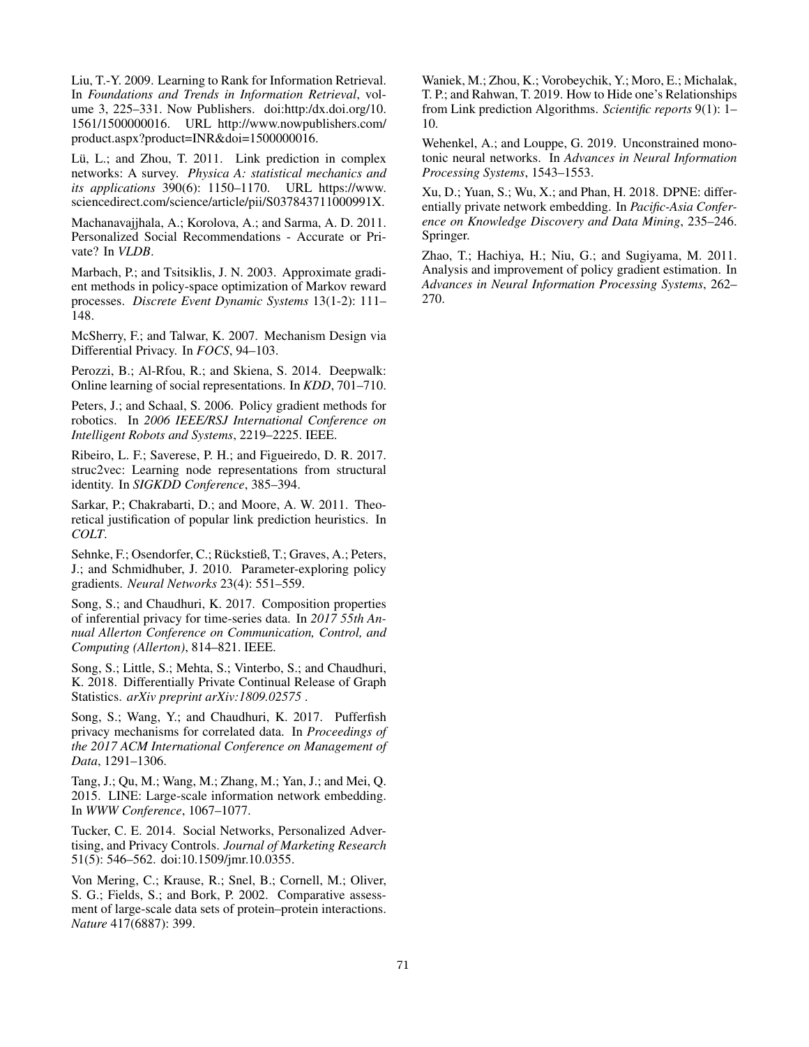Liu, T.-Y. 2009. Learning to Rank for Information Retrieval. In *Foundations and Trends in Information Retrieval*, volume 3, 225–331. Now Publishers. doi:http:/dx.doi.org/10.1561/1500000016. URL http://www.nowpublishers.com/product.aspx?product=INR&doi=1500000016.

Lü, L.; and Zhou, T. 2011. Link prediction in complex networks: A survey. *Physica A: statistical mechanics and its applications* 390(6): 1150–1170. URL https://www.sciencedirect.com/science/article/pii/S037843711000991X.

Machanavajjhala, A.; Korolova, A.; and Sarma, A. D. 2011. Personalized Social Recommendations - Accurate or Private? In *VLDB*.

Marbach, P.; and Tsitsiklis, J. N. 2003. Approximate gradient methods in policy-space optimization of Markov reward processes. *Discrete Event Dynamic Systems* 13(1-2): 111–148.

McSherry, F.; and Talwar, K. 2007. Mechanism Design via Differential Privacy. In *FOCS*, 94–103.

Perozzi, B.; Al-Rfou, R.; and Skiena, S. 2014. Deepwalk: Online learning of social representations. In *KDD*, 701–710.

Peters, J.; and Schaal, S. 2006. Policy gradient methods for robotics. In *2006 IEEE/RSJ International Conference on Intelligent Robots and Systems*, 2219–2225. IEEE.

Ribeiro, L. F.; Saverese, P. H.; and Figueiredo, D. R. 2017. struc2vec: Learning node representations from structural identity. In *SIGKDD Conference*, 385–394.

Sarkar, P.; Chakrabarti, D.; and Moore, A. W. 2011. Theoretical justification of popular link prediction heuristics. In *COLT*.

Sehnke, F.; Osendorfer, C.; Rückstieß, T.; Graves, A.; Peters, J.; and Schmidhuber, J. 2010. Parameter-exploring policy gradients. *Neural Networks* 23(4): 551–559.

Song, S.; and Chaudhuri, K. 2017. Composition properties of inferential privacy for time-series data. In *2017 55th Annual Allerton Conference on Communication, Control, and Computing (Allerton)*, 814–821. IEEE.

Song, S.; Little, S.; Mehta, S.; Vinterbo, S.; and Chaudhuri, K. 2018. Differentially Private Continual Release of Graph Statistics. *arXiv preprint arXiv:1809.02575* .

Song, S.; Wang, Y.; and Chaudhuri, K. 2017. Pufferfish privacy mechanisms for correlated data. In *Proceedings of the 2017 ACM International Conference on Management of Data*, 1291–1306.

Tang, J.; Qu, M.; Wang, M.; Zhang, M.; Yan, J.; and Mei, Q. 2015. LINE: Large-scale information network embedding. In *WWW Conference*, 1067–1077.

Tucker, C. E. 2014. Social Networks, Personalized Advertising, and Privacy Controls. *Journal of Marketing Research* 51(5): 546–562. doi:10.1509/jmr.10.0355.

Von Mering, C.; Krause, R.; Snel, B.; Cornell, M.; Oliver, S. G.; Fields, S.; and Bork, P. 2002. Comparative assessment of large-scale data sets of protein–protein interactions. *Nature* 417(6887): 399.

Waniek, M.; Zhou, K.; Vorobeychik, Y.; Moro, E.; Michalak, T. P.; and Rahwan, T. 2019. How to Hide one's Relationships from Link prediction Algorithms. *Scientific reports* 9(1): 1–10.

Wehenkel, A.; and Louppe, G. 2019. Unconstrained monotonic neural networks. In *Advances in Neural Information Processing Systems*, 1543–1553.

Xu, D.; Yuan, S.; Wu, X.; and Phan, H. 2018. DPNE: differentially private network embedding. In *Pacific-Asia Conference on Knowledge Discovery and Data Mining*, 235–246. Springer.

Zhao, T.; Hachiya, H.; Niu, G.; and Sugiyama, M. 2011. Analysis and improvement of policy gradient estimation. In *Advances in Neural Information Processing Systems*, 262–270.